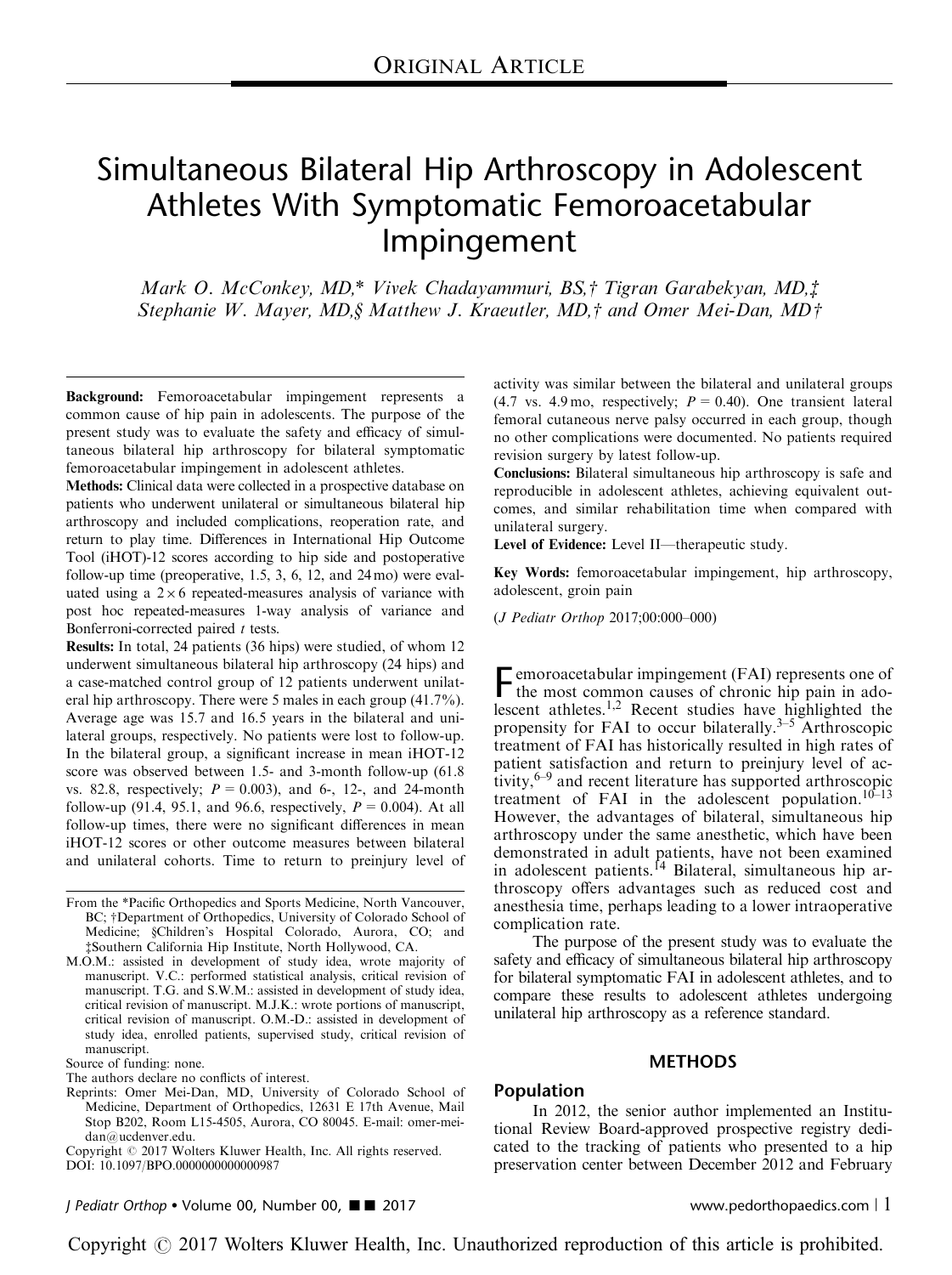ORIGINAL ARTICLE

# Simultaneous Bilateral Hip Arthroscopy in Adolescent Athletes With Symptomatic Femoroacetabular Impingement

*Mark O. McConkey, MD,\* Vivek Chadayammuri, BS,† Tigran Garabekyan, MD,‡ Stephanie W. Mayer, MD,§ Matthew J. Kraeutler, MD,† and Omer Mei-Dan, MD†*

**Background:** Femoroacetabular impingement represents a common cause of hip pain in adolescents. The purpose of the present study was to evaluate the safety and efficacy of simultaneous bilateral hip arthroscopy for bilateral symptomatic femoroacetabular impingement in adolescent athletes.

**Methods:** Clinical data were collected in a prospective database on patients who underwent unilateral or simultaneous bilateral hip arthroscopy and included complications, reoperation rate, and return to play time. Differences in International Hip Outcome Tool (iHOT)-12 scores according to hip side and postoperative follow-up time (preoperative, 1.5, 3, 6, 12, and 24 mo) were evaluated using a $2\times6$ repeated-measures analysis of variance with post hoc repeated-measures 1-way analysis of variance and Bonferroni-corrected paired *t* tests.

**Results:** In total, 24 patients (36 hips) were studied, of whom 12 underwent simultaneous bilateral hip arthroscopy (24 hips) and a case-matched control group of 12 patients underwent unilateral hip arthroscopy. There were 5 males in each group (41.7%). Average age was 15.7 and 16.5 years in the bilateral and unilateral groups, respectively. No patients were lost to follow-up. In the bilateral group, a significant increase in mean iHOT-12 score was observed between 1.5- and 3-month follow-up (61.8 vs. 82.8, respectively; $P=0.003$), and 6-, 12-, and 24-month follow-up (91.4, 95.1, and 96.6, respectively, $P=0.004$). At all follow-up times, there were no significant differences in mean iHOT-12 scores or other outcome measures between bilateral and unilateral cohorts. Time to return to preinjury level of activity was similar between the bilateral and unilateral groups (4.7 vs. 4.9 mo, respectively; $P=0.40$). One transient lateral femoral cutaneous nerve palsy occurred in each group, though no other complications were documented. No patients required revision surgery by latest follow-up.

**Conclusions:** Bilateral simultaneous hip arthroscopy is safe and reproducible in adolescent athletes, achieving equivalent outcomes, and similar rehabilitation time when compared with unilateral surgery.

**Level of Evidence:** Level II—therapeutic study.

**Key Words:** femoroacetabular impingement, hip arthroscopy, adolescent, groin pain

(*J Pediatr Orthop* 2017;00:000–000)

From the \*Pacific Orthopedics and Sports Medicine, North Vancouver, BC; †Department of Orthopedics, University of Colorado School of Medicine; §Children's Hospital Colorado, Aurora, CO; and ‡Southern California Hip Institute, North Hollywood, CA.

M.O.M.: assisted in development of study idea, wrote majority of manuscript. V.C.: performed statistical analysis, critical revision of manuscript. T.G. and S.W.M.: assisted in development of study idea, critical revision of manuscript. M.J.K.: wrote portions of manuscript, critical revision of manuscript. O.M.-D.: assisted in development of study idea, enrolled patients, supervised study, critical revision of manuscript.

Source of funding: none.

The authors declare no conflicts of interest.

Reprints: Omer Mei-Dan, MD, University of Colorado School of Medicine, Department of Orthopedics, 12631 E 17th Avenue, Mail Stop B202, Room L15-4505, Aurora, CO 80045. E-mail: omer-mei-dan@ucdenver.edu.

Copyright © 2017 Wolters Kluwer Health, Inc. All rights reserved.

DOI: 10.1097/BPO.0000000000000987

Femoroacetabular impingement (FAI) represents one of the most common causes of chronic hip pain in adolescent athletes.[1,2] Recent studies have highlighted the propensity for FAI to occur bilaterally.[3–5] Arthroscopic treatment of FAI has historically resulted in high rates of patient satisfaction and return to preinjury level of activity,[6–9] and recent literature has supported arthroscopic treatment of FAI in the adolescent population.[10–13] However, the advantages of bilateral, simultaneous hip arthroscopy under the same anesthetic, which have been demonstrated in adult patients, have not been examined in adolescent patients.[14] Bilateral, simultaneous hip arthroscopy offers advantages such as reduced cost and anesthesia time, perhaps leading to a lower intraoperative complication rate.

The purpose of the present study was to evaluate the safety and efficacy of simultaneous bilateral hip arthroscopy for bilateral symptomatic FAI in adolescent athletes, and to compare these results to adolescent athletes undergoing unilateral hip arthroscopy as a reference standard.

## METHODS

### Population

In 2012, the senior author implemented an Institutional Review Board-approved prospective registry dedicated to the tracking of patients who presented to a hip preservation center between December 2012 and February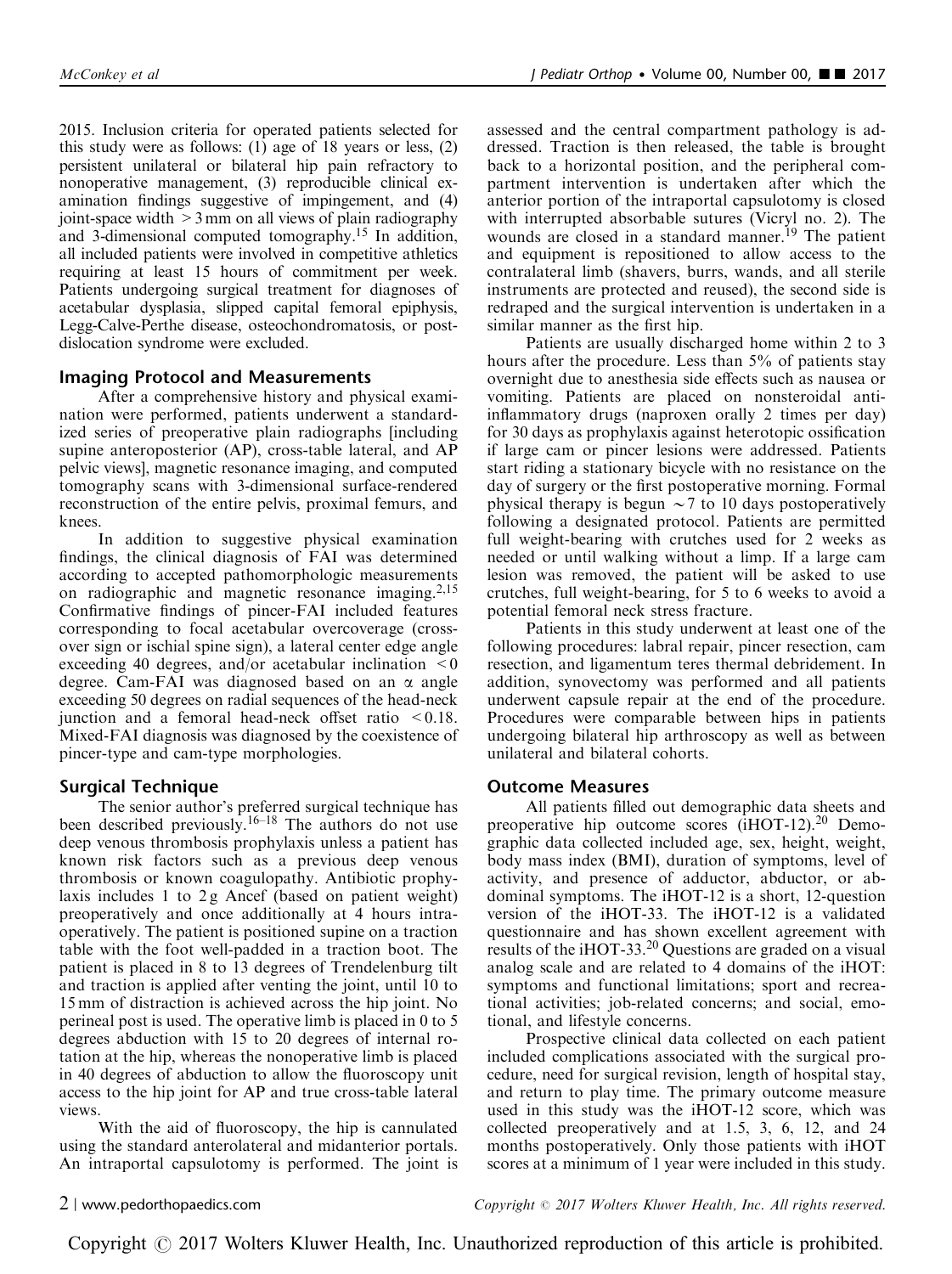2015. Inclusion criteria for operated patients selected for this study were as follows: (1) age of 18 years or less, (2) persistent unilateral or bilateral hip pain refractory to nonoperative management, (3) reproducible clinical examination findings suggestive of impingement, and (4) joint-space width > 3 mm on all views of plain radiography and 3-dimensional computed tomography.[15] In addition, all included patients were involved in competitive athletics requiring at least 15 hours of commitment per week. Patients undergoing surgical treatment for diagnoses of acetabular dysplasia, slipped capital femoral epiphysis, Legg-Calve-Perthe disease, osteochondromatosis, or post-dislocation syndrome were excluded.

## Imaging Protocol and Measurements

After a comprehensive history and physical examination were performed, patients underwent a standardized series of preoperative plain radiographs [including supine anteroposterior (AP), cross-table lateral, and AP pelvic views], magnetic resonance imaging, and computed tomography scans with 3-dimensional surface-rendered reconstruction of the entire pelvis, proximal femurs, and knees.

In addition to suggestive physical examination findings, the clinical diagnosis of FAI was determined according to accepted pathomorphologic measurements on radiographic and magnetic resonance imaging.[2,15] Confirmative findings of pincer-FAI included features corresponding to focal acetabular overcoverage (crossover sign or ischial spine sign), a lateral center edge angle exceeding 40 degrees, and/or acetabular inclination < 0 degree. Cam-FAI was diagnosed based on an $\alpha$ angle exceeding 50 degrees on radial sequences of the head-neck junction and a femoral head-neck offset ratio < 0.18. Mixed-FAI diagnosis was diagnosed by the coexistence of pincer-type and cam-type morphologies.

## Surgical Technique

The senior author's preferred surgical technique has been described previously.[16–18] The authors do not use deep venous thrombosis prophylaxis unless a patient has known risk factors such as a previous deep venous thrombosis or known coagulopathy. Antibiotic prophylaxis includes 1 to 2 g Ancef (based on patient weight) preoperatively and once additionally at 4 hours intraoperatively. The patient is positioned supine on a traction table with the foot well-padded in a traction boot. The patient is placed in 8 to 13 degrees of Trendelenburg tilt and traction is applied after venting the joint, until 10 to 15 mm of distraction is achieved across the hip joint. No perineal post is used. The operative limb is placed in 0 to 5 degrees abduction with 15 to 20 degrees of internal rotation at the hip, whereas the nonoperative limb is placed in 40 degrees of abduction to allow the fluoroscopy unit access to the hip joint for AP and true cross-table lateral views.

With the aid of fluoroscopy, the hip is cannulated using the standard anterolateral and midanterior portals. An intraportal capsulotomy is performed. The joint is assessed and the central compartment pathology is addressed. Traction is then released, the table is brought back to a horizontal position, and the peripheral compartment intervention is undertaken after which the anterior portion of the intraportal capsulotomy is closed with interrupted absorbable sutures (Vicryl no. 2). The wounds are closed in a standard manner.[19] The patient and equipment is repositioned to allow access to the contralateral limb (shavers, burrs, wands, and all sterile instruments are protected and reused), the second side is redraped and the surgical intervention is undertaken in a similar manner as the first hip.

Patients are usually discharged home within 2 to 3 hours after the procedure. Less than 5% of patients stay overnight due to anesthesia side effects such as nausea or vomiting. Patients are placed on nonsteroidal anti-inflammatory drugs (naproxen orally 2 times per day) for 30 days as prophylaxis against heterotopic ossification if large cam or pincer lesions were addressed. Patients start riding a stationary bicycle with no resistance on the day of surgery or the first postoperative morning. Formal physical therapy is begun ~7 to 10 days postoperatively following a designated protocol. Patients are permitted full weight-bearing with crutches used for 2 weeks as needed or until walking without a limp. If a large cam lesion was removed, the patient will be asked to use crutches, full weight-bearing, for 5 to 6 weeks to avoid a potential femoral neck stress fracture.

Patients in this study underwent at least one of the following procedures: labral repair, pincer resection, cam resection, and ligamentum teres thermal debridement. In addition, synovectomy was performed and all patients underwent capsule repair at the end of the procedure. Procedures were comparable between hips in patients undergoing bilateral hip arthroscopy as well as between unilateral and bilateral cohorts.

## Outcome Measures

All patients filled out demographic data sheets and preoperative hip outcome scores (iHOT-12).[20] Demographic data collected included age, sex, height, weight, body mass index (BMI), duration of symptoms, level of activity, and presence of adductor, abductor, or abdominal symptoms. The iHOT-12 is a short, 12-question version of the iHOT-33. The iHOT-12 is a validated questionnaire and has shown excellent agreement with results of the iHOT-33.[20] Questions are graded on a visual analog scale and are related to 4 domains of the iHOT: symptoms and functional limitations; sport and recreational activities; job-related concerns; and social, emotional, and lifestyle concerns.

Prospective clinical data collected on each patient included complications associated with the surgical procedure, need for surgical revision, length of hospital stay, and return to play time. The primary outcome measure used in this study was the iHOT-12 score, which was collected preoperatively and at 1.5, 3, 6, 12, and 24 months postoperatively. Only those patients with iHOT scores at a minimum of 1 year were included in this study.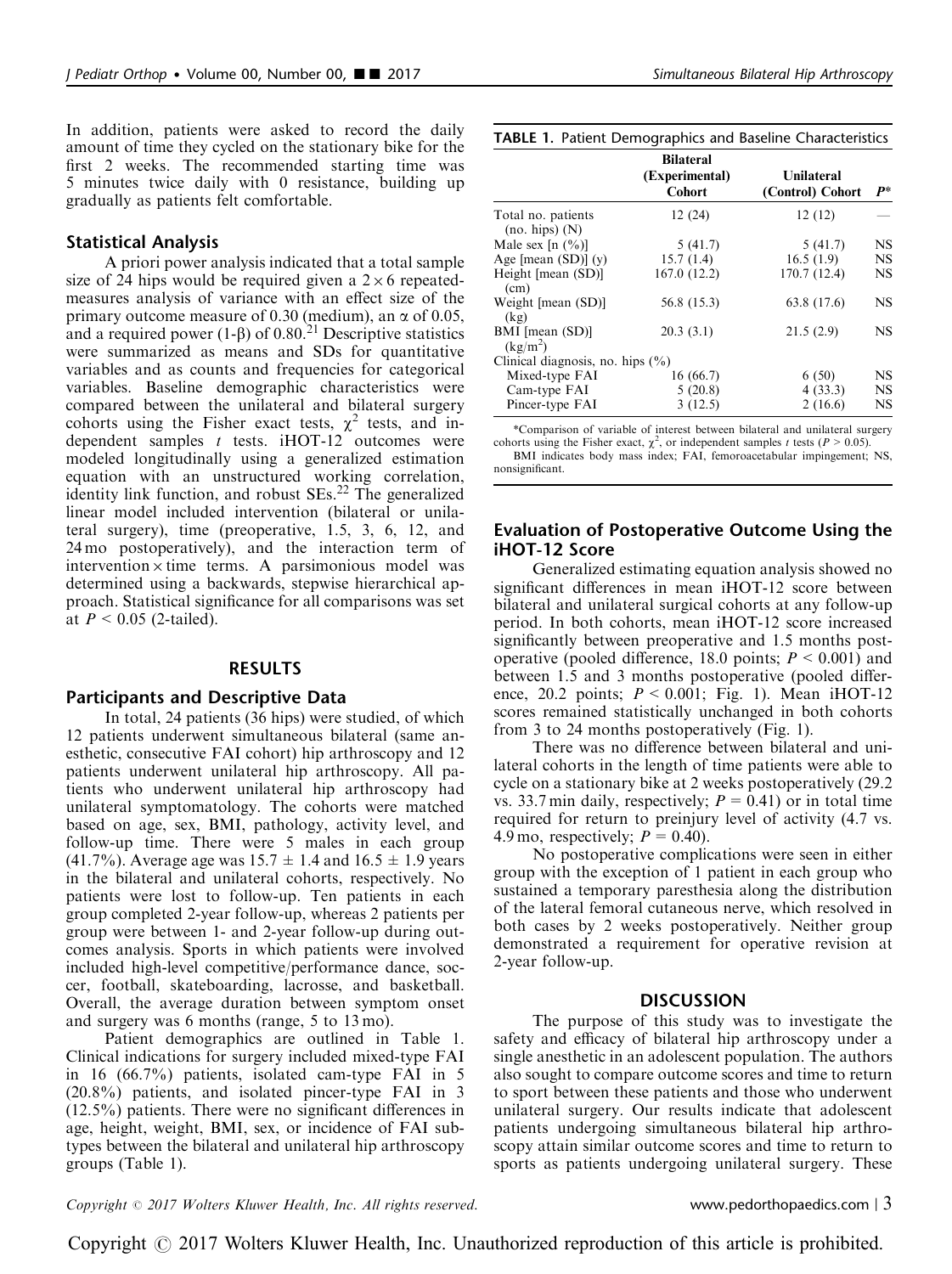In addition, patients were asked to record the daily amount of time they cycled on the stationary bike for the first 2 weeks. The recommended starting time was 5 minutes twice daily with 0 resistance, building up gradually as patients felt comfortable.

### Statistical Analysis

A priori power analysis indicated that a total sample size of 24 hips would be required given a $2 \times 6$ repeated-measures analysis of variance with an effect size of the primary outcome measure of 0.30 (medium), an $\alpha$ of 0.05, and a required power ($1-\beta$) of 0.80.[21] Descriptive statistics were summarized as means and SDs for quantitative variables and as counts and frequencies for categorical variables. Baseline demographic characteristics were compared between the unilateral and bilateral surgery cohorts using the Fisher exact tests, $\chi^2$ tests, and independent samples $t$ tests. iHOT-12 outcomes were modeled longitudinally using a generalized estimation equation with an unstructured working correlation, identity link function, and robust SEs.[22] The generalized linear model included intervention (bilateral or unilateral surgery), time (preoperative, 1.5, 3, 6, 12, and 24 mo postoperatively), and the interaction term of intervention $\times$ time terms. A parsimonious model was determined using a backwards, stepwise hierarchical approach. Statistical significance for all comparisons was set at $P < 0.05$ (2-tailed).

## RESULTS

### Participants and Descriptive Data

In total, 24 patients (36 hips) were studied, of which 12 patients underwent simultaneous bilateral (same anesthetic, consecutive FAI cohort) hip arthroscopy and 12 patients underwent unilateral hip arthroscopy. All patients who underwent unilateral hip arthroscopy had unilateral symptomatology. The cohorts were matched based on age, sex, BMI, pathology, activity level, and follow-up time. There were 5 males in each group (41.7%). Average age was $15.7 \pm 1.4$ and $16.5 \pm 1.9$ years in the bilateral and unilateral cohorts, respectively. No patients were lost to follow-up. Ten patients in each group completed 2-year follow-up, whereas 2 patients per group were between 1- and 2-year follow-up during outcomes analysis. Sports in which patients were involved included high-level competitive/performance dance, soccer, football, skateboarding, lacrosse, and basketball. Overall, the average duration between symptom onset and surgery was 6 months (range, 5 to 13 mo).

Patient demographics are outlined in Table 1. Clinical indications for surgery included mixed-type FAI in 16 (66.7%) patients, isolated cam-type FAI in 5 (20.8%) patients, and isolated pincer-type FAI in 3 (12.5%) patients. There were no significant differences in age, height, weight, BMI, sex, or incidence of FAI subtypes between the bilateral and unilateral hip arthroscopy groups (Table 1).

**TABLE 1.** Patient Demographics and Baseline Characteristics

| | Bilateral (Experimental) Cohort | Unilateral (Control) Cohort | $P$* |
|---|---|---|---|
| Total no. patients (no. hips) (N) | 12 (24) | 12 (12) | — |
| Male sex [n (%)] | 5 (41.7) | 5 (41.7) | NS |
| Age [mean (SD)] (y) | 15.7 (1.4) | 16.5 (1.9) | NS |
| Height [mean (SD)] (cm) | 167.0 (12.2) | 170.7 (12.4) | NS |
| Weight [mean (SD)] (kg) | 56.8 (15.3) | 63.8 (17.6) | NS |
| BMI [mean (SD)] (kg/m$^2$) | 20.3 (3.1) | 21.5 (2.9) | NS |
| Clinical diagnosis, no. hips (%) | | | |
| Mixed-type FAI | 16 (66.7) | 6 (50) | NS |
| Cam-type FAI | 5 (20.8) | 4 (33.3) | NS |
| Pincer-type FAI | 3 (12.5) | 2 (16.6) | NS |

*Comparison of variable of interest between bilateral and unilateral surgery cohorts using the Fisher exact, $\chi^2$, or independent samples $t$ tests ($P > 0.05$).

BMI indicates body mass index; FAI, femoroacetabular impingement; NS, nonsignificant.

### Evaluation of Postoperative Outcome Using the iHOT-12 Score

Generalized estimating equation analysis showed no significant differences in mean iHOT-12 score between bilateral and unilateral surgical cohorts at any follow-up period. In both cohorts, mean iHOT-12 score increased significantly between preoperative and 1.5 months postoperative (pooled difference, 18.0 points; $P < 0.001$) and between 1.5 and 3 months postoperative (pooled difference, 20.2 points; $P < 0.001$; Fig. 1). Mean iHOT-12 scores remained statistically unchanged in both cohorts from 3 to 24 months postoperatively (Fig. 1).

There was no difference between bilateral and unilateral cohorts in the length of time patients were able to cycle on a stationary bike at 2 weeks postoperatively (29.2 vs. 33.7 min daily, respectively; $P = 0.41$) or in total time required for return to preinjury level of activity (4.7 vs. 4.9 mo, respectively; $P = 0.40$).

No postoperative complications were seen in either group with the exception of 1 patient in each group who sustained a temporary paresthesia along the distribution of the lateral femoral cutaneous nerve, which resolved in both cases by 2 weeks postoperatively. Neither group demonstrated a requirement for operative revision at 2-year follow-up.

## DISCUSSION

The purpose of this study was to investigate the safety and efficacy of bilateral hip arthroscopy under a single anesthetic in an adolescent population. The authors also sought to compare outcome scores and time to return to sport between these patients and those who underwent unilateral surgery. Our results indicate that adolescent patients undergoing simultaneous bilateral hip arthroscopy attain similar outcome scores and time to return to sports as patients undergoing unilateral surgery. These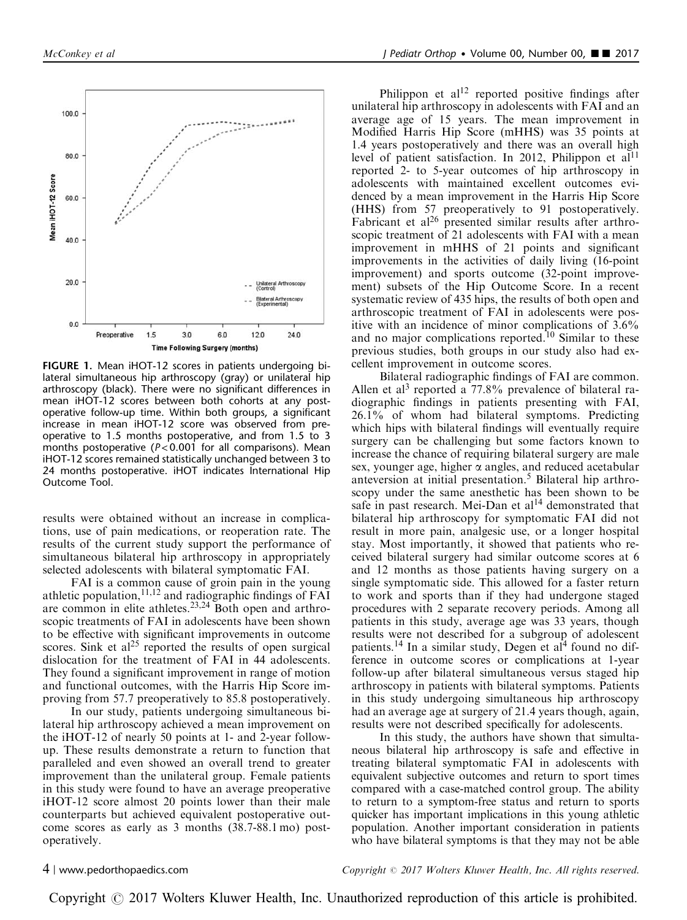FIGURE 1. Mean iHOT-12 scores in patients undergoing bilateral simultaneous hip arthroscopy (gray) or unilateral hip arthroscopy (black). There were no significant differences in mean iHOT-12 scores between both cohorts at any postoperative follow-up time. Within both groups, a significant increase in mean iHOT-12 score was observed from preoperative to 1.5 months postoperative, and from 1.5 to 3 months postoperative ($P<0.001$ for all comparisons). Mean iHOT-12 scores remained statistically unchanged between 3 to 24 months postoperative. iHOT indicates International Hip Outcome Tool.

results were obtained without an increase in complications, use of pain medications, or reoperation rate. The results of the current study support the performance of simultaneous bilateral hip arthroscopy in appropriately selected adolescents with bilateral symptomatic FAI.

FAI is a common cause of groin pain in the young athletic population,[11,12] and radiographic findings of FAI are common in elite athletes.[23,24] Both open and arthroscopic treatments of FAI in adolescents have been shown to be effective with significant improvements in outcome scores. Sink et al[25] reported the results of open surgical dislocation for the treatment of FAI in 44 adolescents. They found a significant improvement in range of motion and functional outcomes, with the Harris Hip Score improving from 57.7 preoperatively to 85.8 postoperatively.

In our study, patients undergoing simultaneous bilateral hip arthroscopy achieved a mean improvement on the iHOT-12 of nearly 50 points at 1- and 2-year follow-up. These results demonstrate a return to function that paralleled and even showed an overall trend to greater improvement than the unilateral group. Female patients in this study were found to have an average preoperative iHOT-12 score almost 20 points lower than their male counterparts but achieved equivalent postoperative outcome scores as early as 3 months (38.7-88.1 mo) postoperatively.

Philippon et al[12] reported positive findings after unilateral hip arthroscopy in adolescents with FAI and an average age of 15 years. The mean improvement in Modified Harris Hip Score (mHHS) was 35 points at 1.4 years postoperatively and there was an overall high level of patient satisfaction. In 2012, Philippon et al[11] reported 2- to 5-year outcomes of hip arthroscopy in adolescents with maintained excellent outcomes evidenced by a mean improvement in the Harris Hip Score (HHS) from 57 preoperatively to 91 postoperatively. Fabricant et al[26] presented similar results after arthroscopic treatment of 21 adolescents with FAI with a mean improvement in mHHS of 21 points and significant improvements in the activities of daily living (16-point improvement) and sports outcome (32-point improvement) subsets of the Hip Outcome Score. In a recent systematic review of 435 hips, the results of both open and arthroscopic treatment of FAI in adolescents were positive with an incidence of minor complications of 3.6% and no major complications reported.[10] Similar to these previous studies, both groups in our study also had excellent improvement in outcome scores.

Bilateral radiographic findings of FAI are common. Allen et al[3] reported a 77.8% prevalence of bilateral radiographic findings in patients presenting with FAI, 26.1% of whom had bilateral symptoms. Predicting which hips with bilateral findings will eventually require surgery can be challenging but some factors known to increase the chance of requiring bilateral surgery are male sex, younger age, higher $\alpha$ angles, and reduced acetabular anteversion at initial presentation.[5] Bilateral hip arthroscopy under the same anesthetic has been shown to be safe in past research. Mei-Dan et al[14] demonstrated that bilateral hip arthroscopy for symptomatic FAI did not result in more pain, analgesic use, or a longer hospital stay. Most importantly, it showed that patients who received bilateral surgery had similar outcome scores at 6 and 12 months as those patients having surgery on a single symptomatic side. This allowed for a faster return to work and sports than if they had undergone staged procedures with 2 separate recovery periods. Among all patients in this study, average age was 33 years, though results were not described for a subgroup of adolescent patients.[14] In a similar study, Degen et al[4] found no difference in outcome scores or complications at 1-year follow-up after bilateral simultaneous versus staged hip arthroscopy in patients with bilateral symptoms. Patients in this study undergoing simultaneous hip arthroscopy had an average age at surgery of 21.4 years though, again, results were not described specifically for adolescents.

In this study, the authors have shown that simultaneous bilateral hip arthroscopy is safe and effective in treating bilateral symptomatic FAI in adolescents with equivalent subjective outcomes and return to sport times compared with a case-matched control group. The ability to return to a symptom-free status and return to sports quicker has important implications in this young athletic population. Another important consideration in patients who have bilateral symptoms is that they may not be able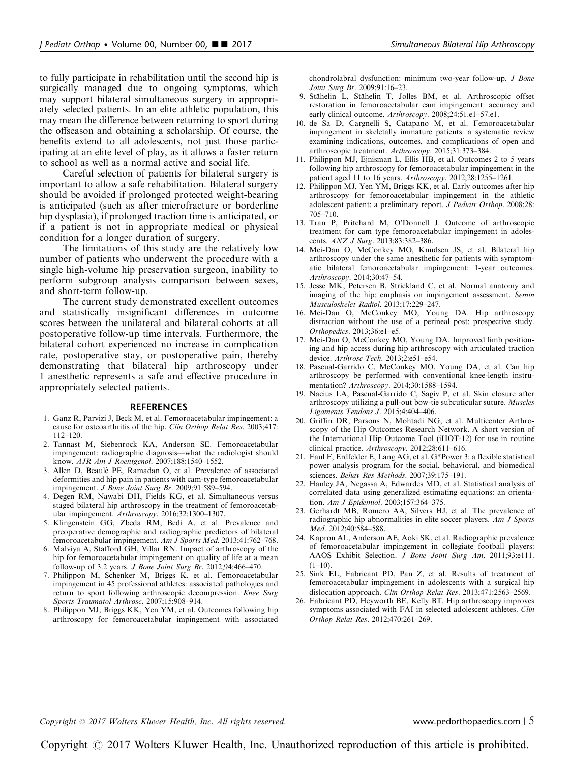to fully participate in rehabilitation until the second hip is surgically managed due to ongoing symptoms, which may support bilateral simultaneous surgery in appropriately selected patients. In an elite athletic population, this may mean the difference between returning to sport during the offseason and obtaining a scholarship. Of course, the benefits extend to all adolescents, not just those participating at an elite level of play, as it allows a faster return to school as well as a normal active and social life.

Careful selection of patients for bilateral surgery is important to allow a safe rehabilitation. Bilateral surgery should be avoided if prolonged protected weight-bearing is anticipated (such as after microfracture or borderline hip dysplasia), if prolonged traction time is anticipated, or if a patient is not in appropriate medical or physical condition for a longer duration of surgery.

The limitations of this study are the relatively low number of patients who underwent the procedure with a single high-volume hip preservation surgeon, inability to perform subgroup analysis comparison between sexes, and short-term follow-up.

The current study demonstrated excellent outcomes and statistically insignificant differences in outcome scores between the unilateral and bilateral cohorts at all postoperative follow-up time intervals. Furthermore, the bilateral cohort experienced no increase in complication rate, postoperative stay, or postoperative pain, thereby demonstrating that bilateral hip arthroscopy under 1 anesthetic represents a safe and effective procedure in appropriately selected patients.

## REFERENCES

1. Ganz R, Parvizi J, Beck M, et al. Femoroacetabular impingement: a cause for osteoarthritis of the hip. *Clin Orthop Relat Res*. 2003;417: 112–120.
2. Tannast M, Siebenrock KA, Anderson SE. Femoroacetabular impingement: radiographic diagnosis—what the radiologist should know. *AJR Am J Roentgenol*. 2007;188:1540–1552.
3. Allen D, Beaulé PE, Ramadan O, et al. Prevalence of associated deformities and hip pain in patients with cam-type femoroacetabular impingement. *J Bone Joint Surg Br*. 2009;91:589–594.
4. Degen RM, Nawabi DH, Fields KG, et al. Simultaneous versus staged bilateral hip arthroscopy in the treatment of femoroacetabular impingement. *Arthroscopy*. 2016;32:1300–1307.
5. Klingenstein GG, Zbeda RM, Bedi A, et al. Prevalence and preoperative demographic and radiographic predictors of bilateral femoroacetabular impingement. *Am J Sports Med*. 2013;41:762–768.
6. Malviya A, Stafford GH, Villar RN. Impact of arthroscopy of the hip for femoroacetabular impingement on quality of life at a mean follow-up of 3.2 years. *J Bone Joint Surg Br*. 2012;94:466–470.
7. Philippon M, Schenker M, Briggs K, et al. Femoroacetabular impingement in 45 professional athletes: associated pathologies and return to sport following arthroscopic decompression. *Knee Surg Sports Traumatol Arthrosc*. 2007;15:908–914.
8. Philippon MJ, Briggs KK, Yen YM, et al. Outcomes following hip arthroscopy for femoroacetabular impingement with associated chondrolabral dysfunction: minimum two-year follow-up. *J Bone Joint Surg Br*. 2009;91:16–23.
9. Stähelin L, Stähelin T, Jolles BM, et al. Arthroscopic offset restoration in femoroacetabular cam impingement: accuracy and early clinical outcome. *Arthroscopy*. 2008;24:51.e1–57.e1.
10. de Sa D, Cargnelli S, Catapano M, et al. Femoroacetabular impingement in skeletally immature patients: a systematic review examining indications, outcomes, and complications of open and arthroscopic treatment. *Arthroscopy*. 2015;31:373–384.
11. Philippon MJ, Ejnisman L, Ellis HB, et al. Outcomes 2 to 5 years following hip arthroscopy for femoroacetabular impingement in the patient aged 11 to 16 years. *Arthroscopy*. 2012;28:1255–1261.
12. Philippon MJ, Yen YM, Briggs KK, et al. Early outcomes after hip arthroscopy for femoroacetabular impingement in the athletic adolescent patient: a preliminary report. *J Pediatr Orthop*. 2008;28: 705–710.
13. Tran P, Pritchard M, O'Donnell J. Outcome of arthroscopic treatment for cam type femoroacetabular impingement in adolescents. *ANZ J Surg*. 2013;83:382–386.
14. Mei-Dan O, McConkey MO, Knudsen JS, et al. Bilateral hip arthroscopy under the same anesthetic for patients with symptomatic bilateral femoroacetabular impingement: 1-year outcomes. *Arthroscopy*. 2014;30:47–54.
15. Jesse MK, Petersen B, Strickland C, et al. Normal anatomy and imaging of the hip: emphasis on impingement assessment. *Semin Musculoskelet Radiol*. 2013;17:229–247.
16. Mei-Dan O, McConkey MO, Young DA. Hip arthroscopy distraction without the use of a perineal post: prospective study. *Orthopedics*. 2013;36:e1–e5.
17. Mei-Dan O, McConkey MO, Young DA. Improved limb positioning and hip access during hip arthroscopy with articulated traction device. *Arthrosc Tech*. 2013;2:e51–e54.
18. Pascual-Garrido C, McConkey MO, Young DA, et al. Can hip arthroscopy be performed with conventional knee-length instrumentation? *Arthroscopy*. 2014;30:1588–1594.
19. Nacius LA, Pascual-Garrido C, Sagiv P, et al. Skin closure after arthroscopy utilizing a pull-out bow-tie subcuticular suture. *Muscles Ligaments Tendons J*. 2015;4:404–406.
20. Griffin DR, Parsons N, Mohtadi NG, et al. Multicenter Arthroscopy of the Hip Outcomes Research Network. A short version of the International Hip Outcome Tool (iHOT-12) for use in routine clinical practice. *Arthroscopy*. 2012;28:611–616.
21. Faul F, Erdfelder E, Lang AG, et al. G*Power 3: a flexible statistical power analysis program for the social, behavioral, and biomedical sciences. *Behav Res Methods*. 2007;39:175–191.
22. Hanley JA, Negassa A, Edwardes MD, et al. Statistical analysis of correlated data using generalized estimating equations: an orientation. *Am J Epidemiol*. 2003;157:364–375.
23. Gerhardt MB, Romero AA, Silvers HJ, et al. The prevalence of radiographic hip abnormalities in elite soccer players. *Am J Sports Med*. 2012;40:584–588.
24. Kapron AL, Anderson AE, Aoki SK, et al. Radiographic prevalence of femoroacetabular impingement in collegiate football players: AAOS Exhibit Selection. *J Bone Joint Surg Am*. 2011;93:e111. (1–10).
25. Sink EL, Fabricant PD, Pan Z, et al. Results of treatment of femoroacetabular impingement in adolescents with a surgical hip dislocation approach. *Clin Orthop Relat Res*. 2013;471:2563–2569.
26. Fabricant PD, Heyworth BE, Kelly BT. Hip arthroscopy improves symptoms associated with FAI in selected adolescent athletes. *Clin Orthop Relat Res*. 2012;470:261–269.